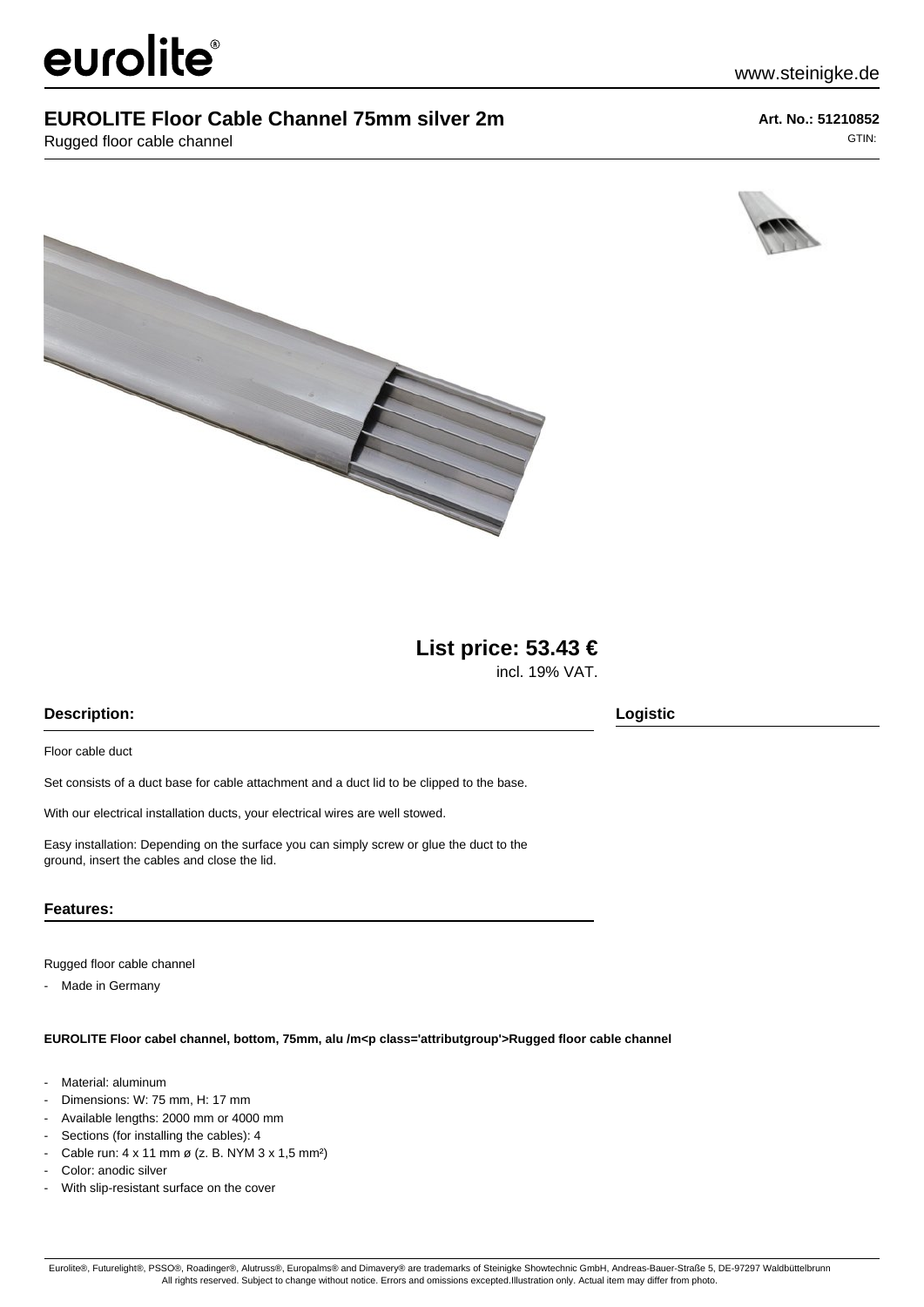# EUROLITE Floor Cable Channel 75mm silver 2m

Rugged floor cable channel

**Art. No.: 51210852**

GTIN:

**List price: 53.43 €**

incl. 19% VAT.

## Description:

Floor cable duct

Set consists of a duct base for cable attachment and a duct lid to be clipped to the base.

With our electrical installation ducts, your electrical wires are well stowed.

Easy installation: Depending on the surface you can simply screw or glue the duct to the ground, insert the cables and close the lid.

## Features:

Rugged floor cable channel

- Made in Germany

**EUROLITE Floor cabel channel, bottom, 75mm, alu /m<p class='attributgroup'>Rugged floor cable channel**

- Material: aluminum
- Dimensions: W: 75 mm, H: 17 mm
- Available lengths: 2000 mm or 4000 mm
- Sections (for installing the cables): 4
- Cable run: 4 x 11 mm ø (z. B. NYM 3 x 1,5 mm²)
- Color: anodic silver
- With slip-resistant surface on the cover

## Logistic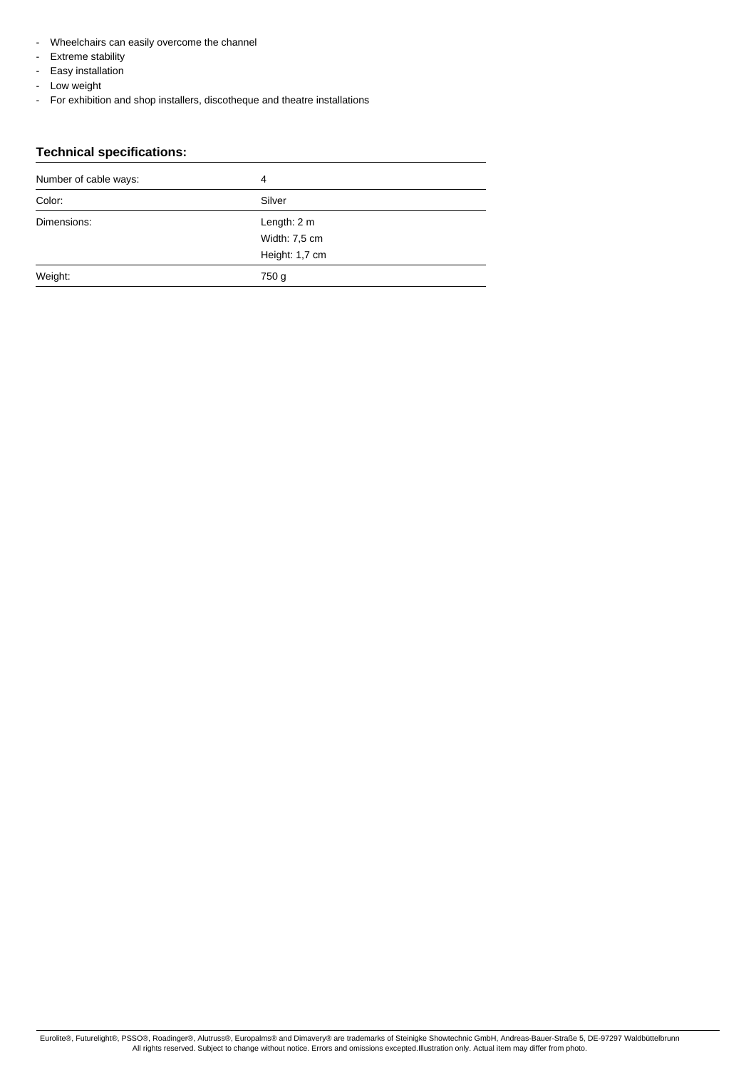- Wheelchairs can easily overcome the channel
- Extreme stability
- Easy installation
- Low weight
- For exhibition and shop installers, discotheque and theatre installations

## Technical specifications:

| | |
|---|---|
| Number of cable ways: | 4 |
| Color: | Silver |
| Dimensions: | Length: 2 m<br>Width: 7,5 cm<br>Height: 1,7 cm |
| Weight: | 750 g |

Eurolite®, Futurelight®, PSSO®, Roadinger®, Alutruss®, Europalms® and Dimavery® are trademarks of Steinigke Showtechnic GmbH, Andreas-Bauer-Straße 5, DE-97297 Waldbüttelbrunn
All rights reserved. Subject to change without notice. Errors and omissions excepted.Illustration only. Actual item may differ from photo.